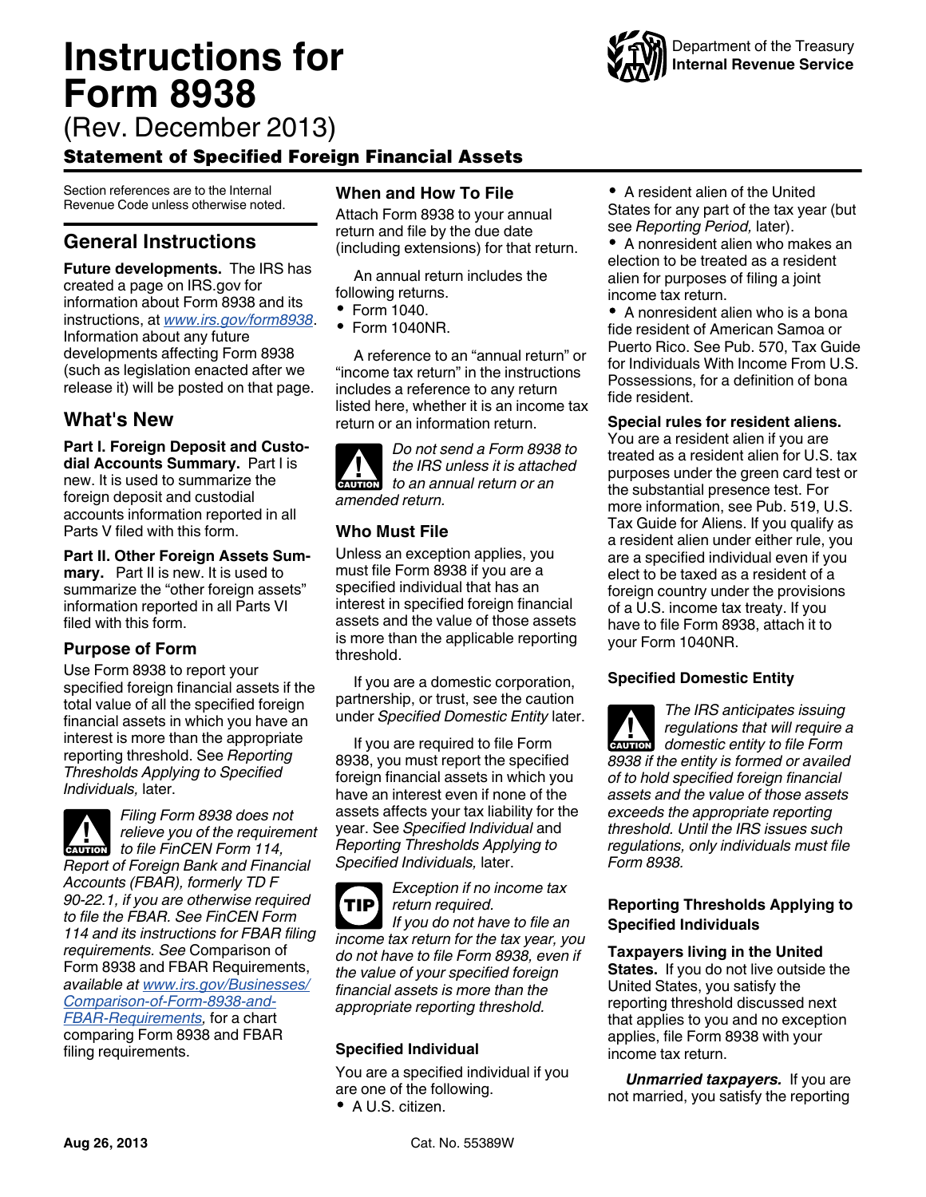# Instructions for Form 8938

(Rev. December 2013)

Department of the Treasury
**Internal Revenue Service**

## Statement of Specified Foreign Financial Assets

Section references are to the Internal Revenue Code unless otherwise noted.

## General Instructions

**Future developments.** The IRS has created a page on IRS.gov for information about Form 8938 and its instructions, at *www.irs.gov/form8938*. Information about any future developments affecting Form 8938 (such as legislation enacted after we release it) will be posted on that page.

## What's New

**Part I. Foreign Deposit and Custodial Accounts Summary.** Part I is new. It is used to summarize the foreign deposit and custodial accounts information reported in all Parts V filed with this form.

**Part II. Other Foreign Assets Summary.** Part II is new. It is used to summarize the "other foreign assets" information reported in all Parts VI filed with this form.

### Purpose of Form

Use Form 8938 to report your specified foreign financial assets if the total value of all the specified foreign financial assets in which you have an interest is more than the appropriate reporting threshold. See *Reporting Thresholds Applying to Specified Individuals,* later.

CAUTION *Filing Form 8938 does not relieve you of the requirement to file FinCEN Form 114, Report of Foreign Bank and Financial Accounts (FBAR), formerly TD F 90-22.1, if you are otherwise required to file the FBAR. See FinCEN Form 114 and its instructions for FBAR filing requirements. See* Comparison of Form 8938 and FBAR Requirements, *available at www.irs.gov/Businesses/Comparison-of-Form-8938-and-FBAR-Requirements,* for a chart comparing Form 8938 and FBAR filing requirements.

### When and How To File

Attach Form 8938 to your annual return and file by the due date (including extensions) for that return.

An annual return includes the following returns.

- Form 1040.
- Form 1040NR.

A reference to an "annual return" or "income tax return" in the instructions includes a reference to any return listed here, whether it is an income tax return or an information return.

CAUTION *Do not send a Form 8938 to the IRS unless it is attached to an annual return or an amended return.*

### Who Must File

Unless an exception applies, you must file Form 8938 if you are a specified individual that has an interest in specified foreign financial assets and the value of those assets is more than the applicable reporting threshold.

If you are a domestic corporation, partnership, or trust, see the caution under *Specified Domestic Entity* later.

If you are required to file Form 8938, you must report the specified foreign financial assets in which you have an interest even if none of the assets affects your tax liability for the year. See *Specified Individual* and *Reporting Thresholds Applying to Specified Individuals,* later.

TIP *Exception if no income tax return required.*
*If you do not have to file an income tax return for the tax year, you do not have to file Form 8938, even if the value of your specified foreign financial assets is more than the appropriate reporting threshold.*

### Specified Individual

You are a specified individual if you are one of the following.

- A U.S. citizen.
- A resident alien of the United States for any part of the tax year (but see *Reporting Period,* later).
- A nonresident alien who makes an election to be treated as a resident alien for purposes of filing a joint income tax return.
- A nonresident alien who is a bona fide resident of American Samoa or Puerto Rico. See Pub. 570, Tax Guide for Individuals With Income From U.S. Possessions, for a definition of bona fide resident.

**Special rules for resident aliens.** You are a resident alien if you are treated as a resident alien for U.S. tax purposes under the green card test or the substantial presence test. For more information, see Pub. 519, U.S. Tax Guide for Aliens. If you qualify as a resident alien under either rule, you are a specified individual even if you elect to be taxed as a resident of a foreign country under the provisions of a U.S. income tax treaty. If you have to file Form 8938, attach it to your Form 1040NR.

### Specified Domestic Entity

CAUTION *The IRS anticipates issuing regulations that will require a domestic entity to file Form 8938 if the entity is formed or availed of to hold specified foreign financial assets and the value of those assets exceeds the appropriate reporting threshold. Until the IRS issues such regulations, only individuals must file Form 8938.*

### Reporting Thresholds Applying to Specified Individuals

**Taxpayers living in the United States.** If you do not live outside the United States, you satisfy the reporting threshold discussed next that applies to you and no exception applies, file Form 8938 with your income tax return.

***Unmarried taxpayers.*** If you are not married, you satisfy the reporting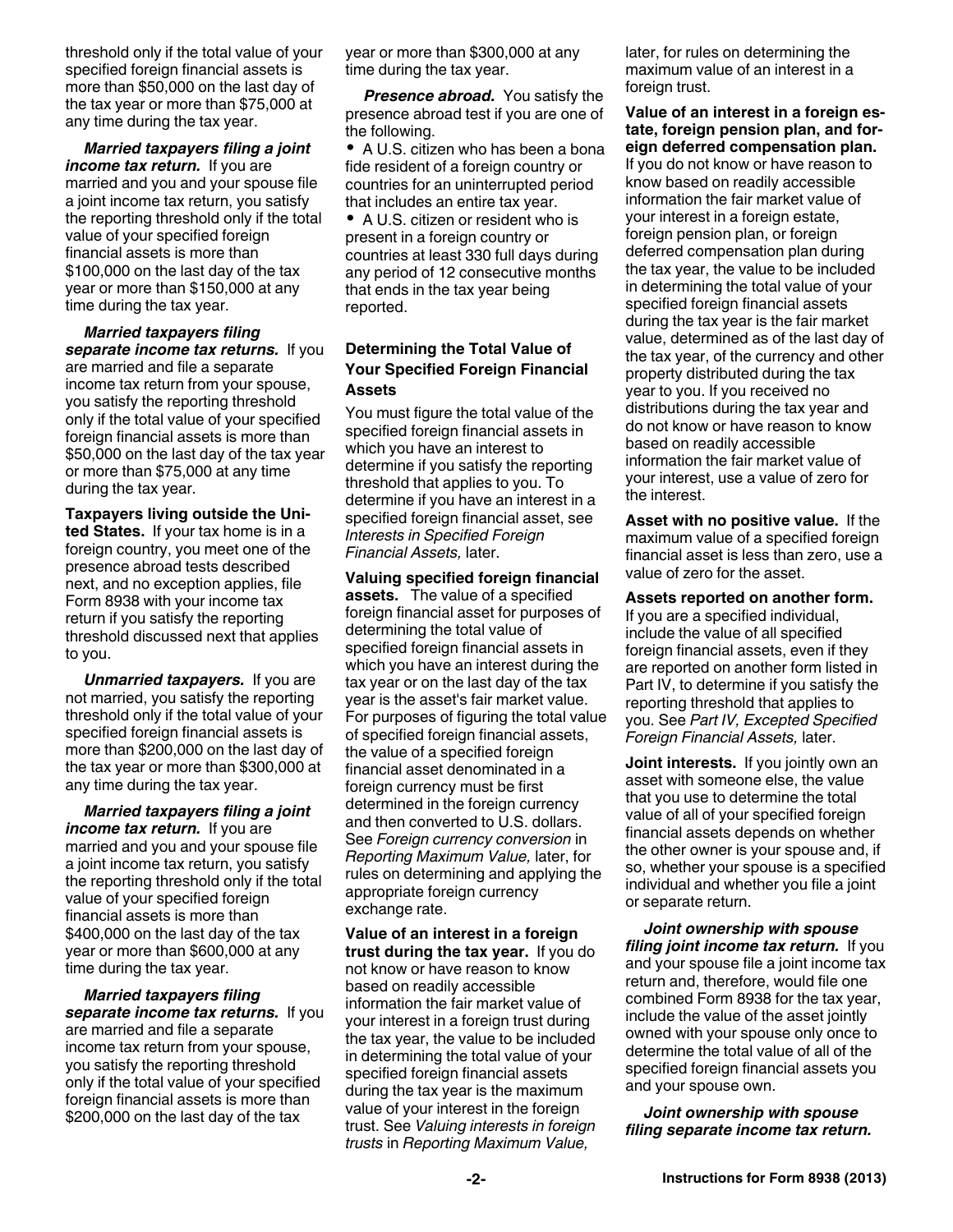threshold only if the total value of your specified foreign financial assets is more than $50,000 on the last day of the tax year or more than $75,000 at any time during the tax year.

***Married taxpayers filing a joint income tax return.*** If you are married and you and your spouse file a joint income tax return, you satisfy the reporting threshold only if the total value of your specified foreign financial assets is more than $100,000 on the last day of the tax year or more than $150,000 at any time during the tax year.

***Married taxpayers filing separate income tax returns.*** If you are married and file a separate income tax return from your spouse, you satisfy the reporting threshold only if the total value of your specified foreign financial assets is more than $50,000 on the last day of the tax year or more than $75,000 at any time during the tax year.

**Taxpayers living outside the United States.** If your tax home is in a foreign country, you meet one of the presence abroad tests described next, and no exception applies, file Form 8938 with your income tax return if you satisfy the reporting threshold discussed next that applies to you.

***Unmarried taxpayers.*** If you are not married, you satisfy the reporting threshold only if the total value of your specified foreign financial assets is more than $200,000 on the last day of the tax year or more than $300,000 at any time during the tax year.

***Married taxpayers filing a joint income tax return.*** If you are married and you and your spouse file a joint income tax return, you satisfy the reporting threshold only if the total value of your specified foreign financial assets is more than $400,000 on the last day of the tax year or more than $600,000 at any time during the tax year.

***Married taxpayers filing separate income tax returns.*** If you are married and file a separate income tax return from your spouse, you satisfy the reporting threshold only if the total value of your specified foreign financial assets is more than $200,000 on the last day of the tax year or more than $300,000 at any time during the tax year.

***Presence abroad.*** You satisfy the presence abroad test if you are one of the following.

- A U.S. citizen who has been a bona fide resident of a foreign country or countries for an uninterrupted period that includes an entire tax year.
- A U.S. citizen or resident who is present in a foreign country or countries at least 330 full days during any period of 12 consecutive months that ends in the tax year being reported.

## Determining the Total Value of Your Specified Foreign Financial Assets

You must figure the total value of the specified foreign financial assets in which you have an interest to determine if you satisfy the reporting threshold that applies to you. To determine if you have an interest in a specified foreign financial asset, see *Interests in Specified Foreign Financial Assets,* later.

**Valuing specified foreign financial assets.** The value of a specified foreign financial asset for purposes of determining the total value of specified foreign financial assets in which you have an interest during the tax year or on the last day of the tax year is the asset's fair market value. For purposes of figuring the total value of specified foreign financial assets, the value of a specified foreign financial asset denominated in a foreign currency must be first determined in the foreign currency and then converted to U.S. dollars. See *Foreign currency conversion* in *Reporting Maximum Value,* later, for rules on determining and applying the appropriate foreign currency exchange rate.

**Value of an interest in a foreign trust during the tax year.** If you do not know or have reason to know based on readily accessible information the fair market value of your interest in a foreign trust during the tax year, the value to be included in determining the total value of your specified foreign financial assets during the tax year is the maximum value of your interest in the foreign trust. See *Valuing interests in foreign trusts* in *Reporting Maximum Value,* later, for rules on determining the maximum value of an interest in a foreign trust.

**Value of an interest in a foreign estate, foreign pension plan, and foreign deferred compensation plan.** If you do not know or have reason to know based on readily accessible information the fair market value of your interest in a foreign estate, foreign pension plan, or foreign deferred compensation plan during the tax year, the value to be included in determining the total value of your specified foreign financial assets during the tax year is the fair market value, determined as of the last day of the tax year, of the currency and other property distributed during the tax year to you. If you received no distributions during the tax year and do not know or have reason to know based on readily accessible information the fair market value of your interest, use a value of zero for the interest.

**Asset with no positive value.** If the maximum value of a specified foreign financial asset is less than zero, use a value of zero for the asset.

**Assets reported on another form.** If you are a specified individual, include the value of all specified foreign financial assets, even if they are reported on another form listed in Part IV, to determine if you satisfy the reporting threshold that applies to you. See *Part IV, Excepted Specified Foreign Financial Assets,* later.

**Joint interests.** If you jointly own an asset with someone else, the value that you use to determine the total value of all of your specified foreign financial assets depends on whether the other owner is your spouse and, if so, whether your spouse is a specified individual and whether you file a joint or separate return.

***Joint ownership with spouse filing joint income tax return.*** If you and your spouse file a joint income tax return and, therefore, would file one combined Form 8938 for the tax year, include the value of the asset jointly owned with your spouse only once to determine the total value of all of the specified foreign financial assets you and your spouse own.

***Joint ownership with spouse filing separate income tax return.***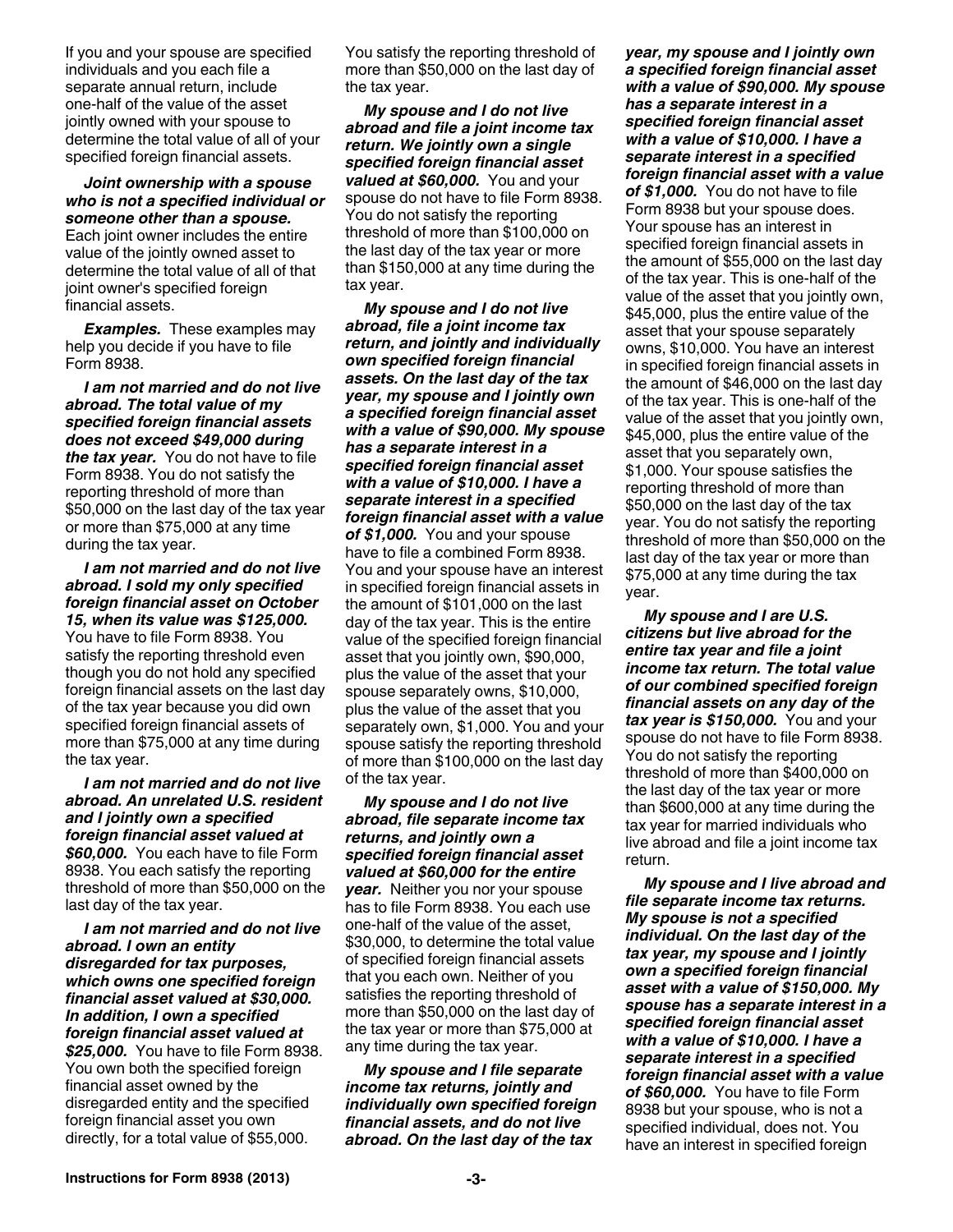If you and your spouse are specified individuals and you each file a separate annual return, include one-half of the value of the asset jointly owned with your spouse to determine the total value of all of your specified foreign financial assets.

***Joint ownership with a spouse who is not a specified individual or someone other than a spouse.*** Each joint owner includes the entire value of the jointly owned asset to determine the total value of all of that joint owner's specified foreign financial assets.

***Examples.*** These examples may help you decide if you have to file Form 8938.

***I am not married and do not live abroad. The total value of my specified foreign financial assets does not exceed $49,000 during the tax year.*** You do not have to file Form 8938. You do not satisfy the reporting threshold of more than $50,000 on the last day of the tax year or more than $75,000 at any time during the tax year.

***I am not married and do not live abroad. I sold my only specified foreign financial asset on October 15, when its value was $125,000.*** You have to file Form 8938. You satisfy the reporting threshold even though you do not hold any specified foreign financial assets on the last day of the tax year because you did own specified foreign financial assets of more than $75,000 at any time during the tax year.

***I am not married and do not live abroad. An unrelated U.S. resident and I jointly own a specified foreign financial asset valued at $60,000.*** You each have to file Form 8938. You each satisfy the reporting threshold of more than $50,000 on the last day of the tax year.

***I am not married and do not live abroad. I own an entity disregarded for tax purposes, which owns one specified foreign financial asset valued at $30,000. In addition, I own a specified foreign financial asset valued at $25,000.*** You have to file Form 8938. You own both the specified foreign financial asset owned by the disregarded entity and the specified foreign financial asset you own directly, for a total value of $55,000. You satisfy the reporting threshold of more than $50,000 on the last day of the tax year.

***My spouse and I do not live abroad and file a joint income tax return. We jointly own a single specified foreign financial asset valued at $60,000.*** You and your spouse do not have to file Form 8938. You do not satisfy the reporting threshold of more than $100,000 on the last day of the tax year or more than $150,000 at any time during the tax year.

***My spouse and I do not live abroad, file a joint income tax return, and jointly and individually own specified foreign financial assets. On the last day of the tax year, my spouse and I jointly own a specified foreign financial asset with a value of $90,000. My spouse has a separate interest in a specified foreign financial asset with a value of $10,000. I have a separate interest in a specified foreign financial asset with a value of $1,000.*** You and your spouse have to file a combined Form 8938. You and your spouse have an interest in specified foreign financial assets in the amount of $101,000 on the last day of the tax year. This is the entire value of the specified foreign financial asset that you jointly own, $90,000, plus the value of the asset that your spouse separately owns, $10,000, plus the value of the asset that you separately own, $1,000. You and your spouse satisfy the reporting threshold of more than $100,000 on the last day of the tax year.

***My spouse and I do not live abroad, file separate income tax returns, and jointly own a specified foreign financial asset valued at $60,000 for the entire year.*** Neither you nor your spouse has to file Form 8938. You each use one-half of the value of the asset, $30,000, to determine the total value of specified foreign financial assets that you each own. Neither of you satisfies the reporting threshold of more than $50,000 on the last day of the tax year or more than $75,000 at any time during the tax year.

***My spouse and I file separate income tax returns, jointly and individually own specified foreign financial assets, and do not live abroad. On the last day of the tax year, my spouse and I jointly own a specified foreign financial asset with a value of $90,000. My spouse has a separate interest in a specified foreign financial asset with a value of $10,000. I have a separate interest in a specified foreign financial asset with a value of $1,000.*** You do not have to file Form 8938 but your spouse does. Your spouse has an interest in specified foreign financial assets in the amount of $55,000 on the last day of the tax year. This is one-half of the value of the asset that you jointly own, $45,000, plus the entire value of the asset that your spouse separately owns, $10,000. You have an interest in specified foreign financial assets in the amount of $46,000 on the last day of the tax year. This is one-half of the value of the asset that you jointly own, $45,000, plus the entire value of the asset that you separately own, $1,000. Your spouse satisfies the reporting threshold of more than $50,000 on the last day of the tax year. You do not satisfy the reporting threshold of more than $50,000 on the last day of the tax year or more than $75,000 at any time during the tax year.

***My spouse and I are U.S. citizens but live abroad for the entire tax year and file a joint income tax return. The total value of our combined specified foreign financial assets on any day of the tax year is $150,000.*** You and your spouse do not have to file Form 8938. You do not satisfy the reporting threshold of more than $400,000 on the last day of the tax year or more than $600,000 at any time during the tax year for married individuals who live abroad and file a joint income tax return.

***My spouse and I live abroad and file separate income tax returns. My spouse is not a specified individual. On the last day of the tax year, my spouse and I jointly own a specified foreign financial asset with a value of $150,000. My spouse has a separate interest in a specified foreign financial asset with a value of $10,000. I have a separate interest in a specified foreign financial asset with a value of $60,000.*** You have to file Form 8938 but your spouse, who is not a specified individual, does not. You have an interest in specified foreign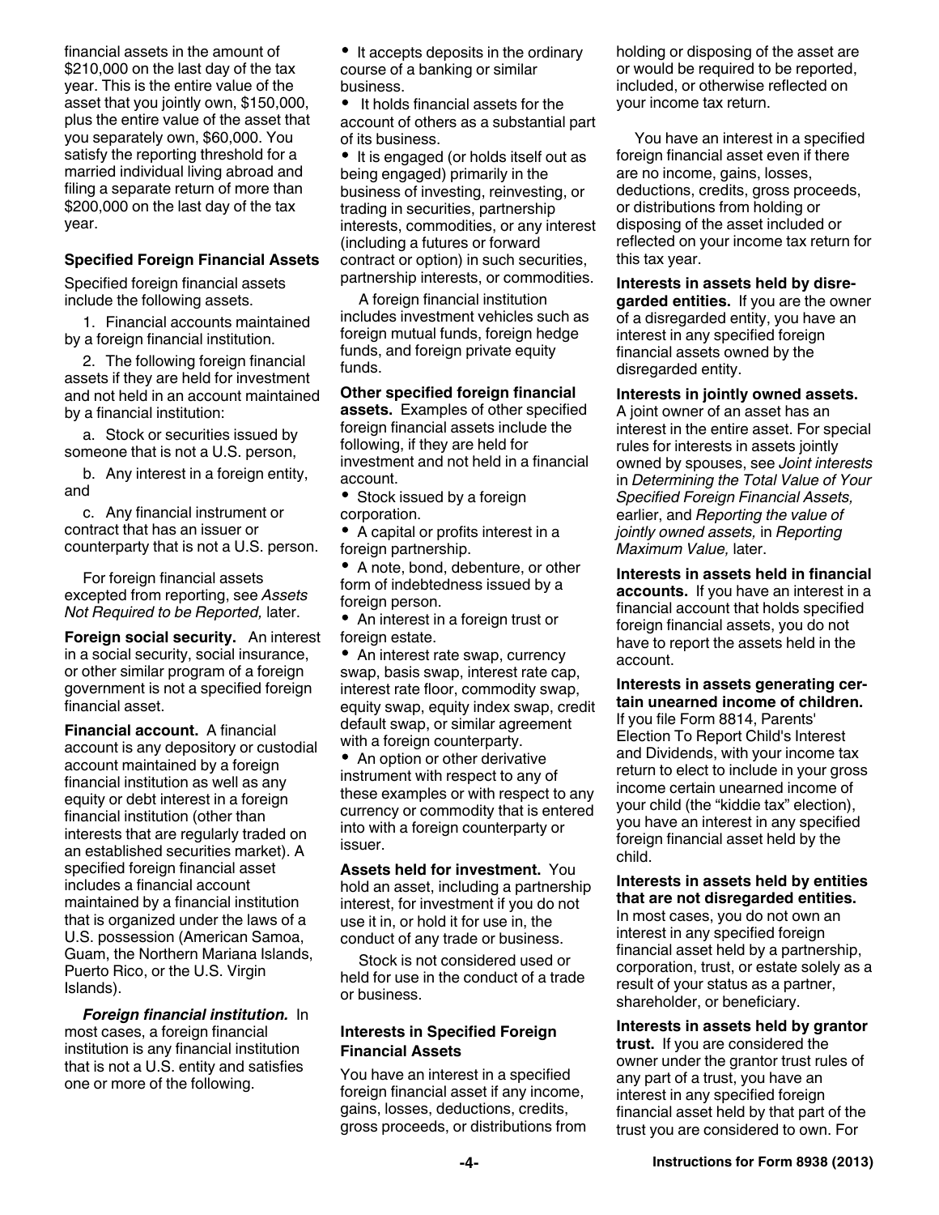financial assets in the amount of $210,000 on the last day of the tax year. This is the entire value of the asset that you jointly own, $150,000, plus the entire value of the asset that you separately own, $60,000. You satisfy the reporting threshold for a married individual living abroad and filing a separate return of more than $200,000 on the last day of the tax year.

### Specified Foreign Financial Assets

Specified foreign financial assets include the following assets.

1. Financial accounts maintained by a foreign financial institution.

2. The following foreign financial assets if they are held for investment and not held in an account maintained by a financial institution:

   a. Stock or securities issued by someone that is not a U.S. person,

   b. Any interest in a foreign entity, and

   c. Any financial instrument or contract that has an issuer or counterparty that is not a U.S. person.

For foreign financial assets excepted from reporting, see *Assets Not Required to be Reported,* later.

**Foreign social security.** An interest in a social security, social insurance, or other similar program of a foreign government is not a specified foreign financial asset.

**Financial account.** A financial account is any depository or custodial account maintained by a foreign financial institution as well as any equity or debt interest in a foreign financial institution (other than interests that are regularly traded on an established securities market). A specified foreign financial asset includes a financial account maintained by a financial institution that is organized under the laws of a U.S. possession (American Samoa, Guam, the Northern Mariana Islands, Puerto Rico, or the U.S. Virgin Islands).

***Foreign financial institution.*** In most cases, a foreign financial institution is any financial institution that is not a U.S. entity and satisfies one or more of the following.

- It accepts deposits in the ordinary course of a banking or similar business.
- It holds financial assets for the account of others as a substantial part of its business.
- It is engaged (or holds itself out as being engaged) primarily in the business of investing, reinvesting, or trading in securities, partnership interests, commodities, or any interest (including a futures or forward contract or option) in such securities, partnership interests, or commodities.

A foreign financial institution includes investment vehicles such as foreign mutual funds, foreign hedge funds, and foreign private equity funds.

**Other specified foreign financial assets.** Examples of other specified foreign financial assets include the following, if they are held for investment and not held in a financial account.

- Stock issued by a foreign corporation.
- A capital or profits interest in a foreign partnership.
- A note, bond, debenture, or other form of indebtedness issued by a foreign person.
- An interest in a foreign trust or foreign estate.
- An interest rate swap, currency swap, basis swap, interest rate cap, interest rate floor, commodity swap, equity swap, equity index swap, credit default swap, or similar agreement with a foreign counterparty.
- An option or other derivative instrument with respect to any of these examples or with respect to any currency or commodity that is entered into with a foreign counterparty or issuer.

**Assets held for investment.** You hold an asset, including a partnership interest, for investment if you do not use it in, or hold it for use in, the conduct of any trade or business.

Stock is not considered used or held for use in the conduct of a trade or business.

### Interests in Specified Foreign Financial Assets

You have an interest in a specified foreign financial asset if any income, gains, losses, deductions, credits, gross proceeds, or distributions from holding or disposing of the asset are or would be required to be reported, included, or otherwise reflected on your income tax return.

You have an interest in a specified foreign financial asset even if there are no income, gains, losses, deductions, credits, gross proceeds, or distributions from holding or disposing of the asset included or reflected on your income tax return for this tax year.

**Interests in assets held by disregarded entities.** If you are the owner of a disregarded entity, you have an interest in any specified foreign financial assets owned by the disregarded entity.

**Interests in jointly owned assets.** A joint owner of an asset has an interest in the entire asset. For special rules for interests in assets jointly owned by spouses, see *Joint interests* in *Determining the Total Value of Your Specified Foreign Financial Assets,* earlier, and *Reporting the value of jointly owned assets,* in *Reporting Maximum Value,* later.

**Interests in assets held in financial accounts.** If you have an interest in a financial account that holds specified foreign financial assets, you do not have to report the assets held in the account.

**Interests in assets generating certain unearned income of children.** If you file Form 8814, Parents' Election To Report Child's Interest and Dividends, with your income tax return to elect to include in your gross income certain unearned income of your child (the "kiddie tax" election), you have an interest in any specified foreign financial asset held by the child.

**Interests in assets held by entities that are not disregarded entities.** In most cases, you do not own an interest in any specified foreign financial asset held by a partnership, corporation, trust, or estate solely as a result of your status as a partner, shareholder, or beneficiary.

**Interests in assets held by grantor trust.** If you are considered the owner under the grantor trust rules of any part of a trust, you have an interest in any specified foreign financial asset held by that part of the trust you are considered to own. For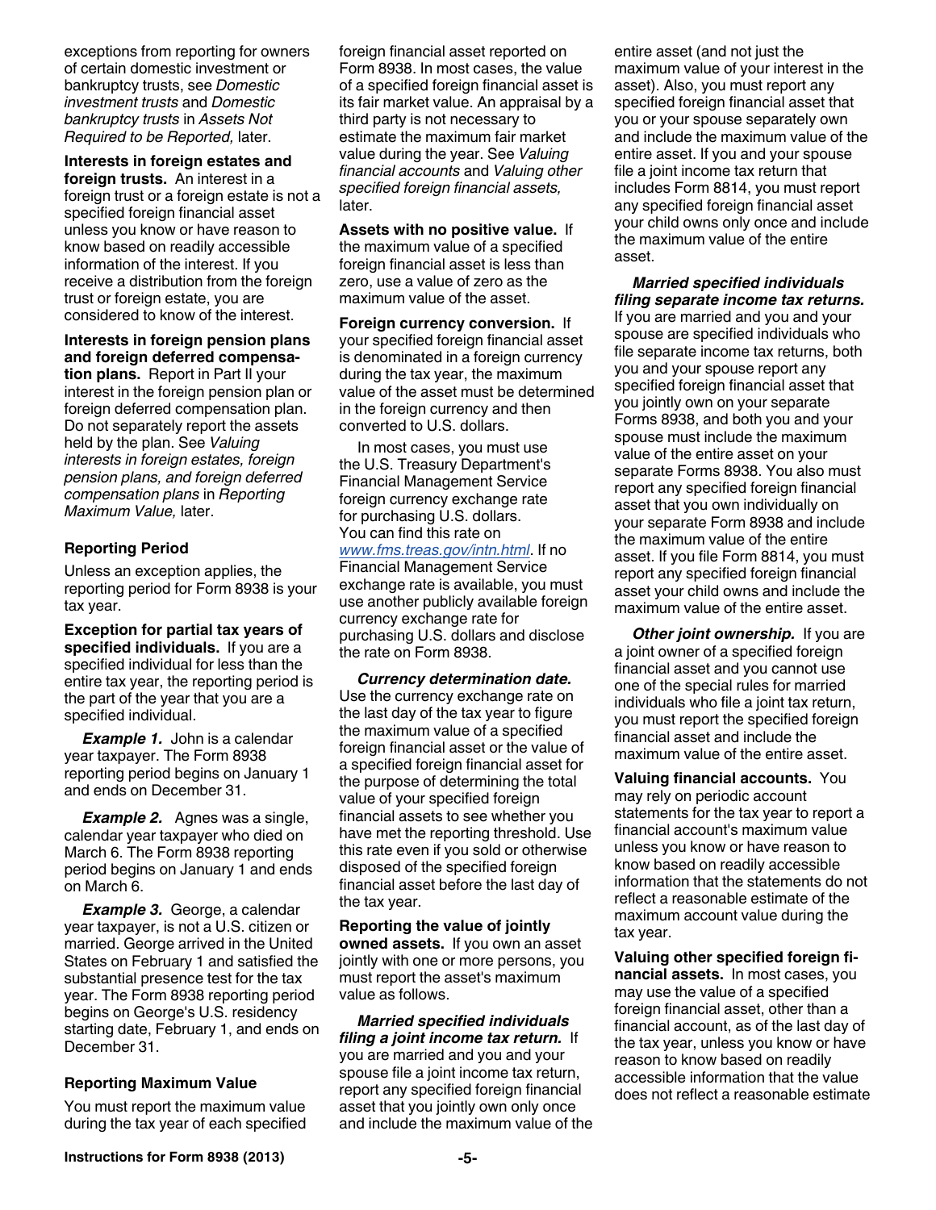exceptions from reporting for owners of certain domestic investment or bankruptcy trusts, see *Domestic investment trusts* and *Domestic bankruptcy trusts* in *Assets Not Required to be Reported,* later.

**Interests in foreign estates and foreign trusts.** An interest in a foreign trust or a foreign estate is not a specified foreign financial asset unless you know or have reason to know based on readily accessible information of the interest. If you receive a distribution from the foreign trust or foreign estate, you are considered to know of the interest.

**Interests in foreign pension plans and foreign deferred compensation plans.** Report in Part II your interest in the foreign pension plan or foreign deferred compensation plan. Do not separately report the assets held by the plan. See *Valuing interests in foreign estates, foreign pension plans, and foreign deferred compensation plans* in *Reporting Maximum Value,* later.

### Reporting Period

Unless an exception applies, the reporting period for Form 8938 is your tax year.

**Exception for partial tax years of specified individuals.** If you are a specified individual for less than the entire tax year, the reporting period is the part of the year that you are a specified individual.

***Example 1.*** John is a calendar year taxpayer. The Form 8938 reporting period begins on January 1 and ends on December 31.

***Example 2.*** Agnes was a single, calendar year taxpayer who died on March 6. The Form 8938 reporting period begins on January 1 and ends on March 6.

***Example 3.*** George, a calendar year taxpayer, is not a U.S. citizen or married. George arrived in the United States on February 1 and satisfied the substantial presence test for the tax year. The Form 8938 reporting period begins on George's U.S. residency starting date, February 1, and ends on December 31.

### Reporting Maximum Value

You must report the maximum value during the tax year of each specified foreign financial asset reported on Form 8938. In most cases, the value of a specified foreign financial asset is its fair market value. An appraisal by a third party is not necessary to estimate the maximum fair market value during the year. See *Valuing financial accounts* and *Valuing other specified foreign financial assets,* later.

**Assets with no positive value.** If the maximum value of a specified foreign financial asset is less than zero, use a value of zero as the maximum value of the asset.

**Foreign currency conversion.** If your specified foreign financial asset is denominated in a foreign currency during the tax year, the maximum value of the asset must be determined in the foreign currency and then converted to U.S. dollars.

In most cases, you must use the U.S. Treasury Department's Financial Management Service foreign currency exchange rate for purchasing U.S. dollars. You can find this rate on *www.fms.treas.gov/intn.html*. If no Financial Management Service exchange rate is available, you must use another publicly available foreign currency exchange rate for purchasing U.S. dollars and disclose the rate on Form 8938.

***Currency determination date.*** Use the currency exchange rate on the last day of the tax year to figure the maximum value of a specified foreign financial asset or the value of a specified foreign financial asset for the purpose of determining the total value of your specified foreign financial assets to see whether you have met the reporting threshold. Use this rate even if you sold or otherwise disposed of the specified foreign financial asset before the last day of the tax year.

**Reporting the value of jointly owned assets.** If you own an asset jointly with one or more persons, you must report the asset's maximum value as follows.

***Married specified individuals filing a joint income tax return.*** If you are married and you and your spouse file a joint income tax return, report any specified foreign financial asset that you jointly own only once and include the maximum value of the entire asset (and not just the maximum value of your interest in the asset). Also, you must report any specified foreign financial asset that you or your spouse separately own and include the maximum value of the entire asset. If you and your spouse file a joint income tax return that includes Form 8814, you must report any specified foreign financial asset your child owns only once and include the maximum value of the entire asset.

***Married specified individuals filing separate income tax returns.*** If you are married and you and your spouse are specified individuals who file separate income tax returns, both you and your spouse report any specified foreign financial asset that you jointly own on your separate Forms 8938, and both you and your spouse must include the maximum value of the entire asset on your separate Forms 8938. You also must report any specified foreign financial asset that you own individually on your separate Form 8938 and include the maximum value of the entire asset. If you file Form 8814, you must report any specified foreign financial asset your child owns and include the maximum value of the entire asset.

***Other joint ownership.*** If you are a joint owner of a specified foreign financial asset and you cannot use one of the special rules for married individuals who file a joint tax return, you must report the specified foreign financial asset and include the maximum value of the entire asset.

**Valuing financial accounts.** You may rely on periodic account statements for the tax year to report a financial account's maximum value unless you know or have reason to know based on readily accessible information that the statements do not reflect a reasonable estimate of the maximum account value during the tax year.

**Valuing other specified foreign financial assets.** In most cases, you may use the value of a specified foreign financial asset, other than a financial account, as of the last day of the tax year, unless you know or have reason to know based on readily accessible information that the value does not reflect a reasonable estimate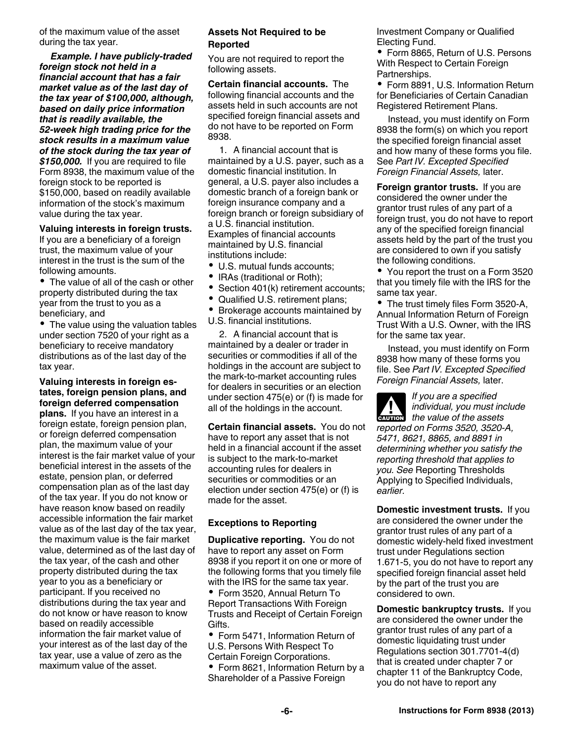of the maximum value of the asset during the tax year.

***Example. I have publicly-traded foreign stock not held in a financial account that has a fair market value as of the last day of the tax year of $100,000, although, based on daily price information that is readily available, the 52-week high trading price for the stock results in a maximum value of the stock during the tax year of $150,000.*** If you are required to file Form 8938, the maximum value of the foreign stock to be reported is $150,000, based on readily available information of the stock's maximum value during the tax year.

**Valuing interests in foreign trusts.** If you are a beneficiary of a foreign trust, the maximum value of your interest in the trust is the sum of the following amounts.

- The value of all of the cash or other property distributed during the tax year from the trust to you as a beneficiary, and
- The value using the valuation tables under section 7520 of your right as a beneficiary to receive mandatory distributions as of the last day of the tax year.

**Valuing interests in foreign estates, foreign pension plans, and foreign deferred compensation plans.** If you have an interest in a foreign estate, foreign pension plan, or foreign deferred compensation plan, the maximum value of your interest is the fair market value of your beneficial interest in the assets of the estate, pension plan, or deferred compensation plan as of the last day of the tax year. If you do not know or have reason know based on readily accessible information the fair market value as of the last day of the tax year, the maximum value is the fair market value, determined as of the last day of the tax year, of the cash and other property distributed during the tax year to you as a beneficiary or participant. If you received no distributions during the tax year and do not know or have reason to know based on readily accessible information the fair market value of your interest as of the last day of the tax year, use a value of zero as the maximum value of the asset.

### Assets Not Required to be Reported

You are not required to report the following assets.

**Certain financial accounts.** The following financial accounts and the assets held in such accounts are not specified foreign financial assets and do not have to be reported on Form 8938.

1. A financial account that is maintained by a U.S. payer, such as a domestic financial institution. In general, a U.S. payer also includes a domestic branch of a foreign bank or foreign insurance company and a foreign branch or foreign subsidiary of a U.S. financial institution. Examples of financial accounts maintained by U.S. financial institutions include:
   - U.S. mutual funds accounts;
   - IRAs (traditional or Roth);
   - Section 401(k) retirement accounts;
   - Qualified U.S. retirement plans;
   - Brokerage accounts maintained by U.S. financial institutions.
2. A financial account that is maintained by a dealer or trader in securities or commodities if all of the holdings in the account are subject to the mark-to-market accounting rules for dealers in securities or an election under section 475(e) or (f) is made for all of the holdings in the account.

**Certain financial assets.** You do not have to report any asset that is not held in a financial account if the asset is subject to the mark-to-market accounting rules for dealers in securities or commodities or an election under section 475(e) or (f) is made for the asset.

### Exceptions to Reporting

**Duplicative reporting.** You do not have to report any asset on Form 8938 if you report it on one or more of the following forms that you timely file with the IRS for the same tax year.

- Form 3520, Annual Return To Report Transactions With Foreign Trusts and Receipt of Certain Foreign Gifts.
- Form 5471, Information Return of U.S. Persons With Respect To Certain Foreign Corporations.
- Form 8621, Information Return by a Shareholder of a Passive Foreign Investment Company or Qualified Electing Fund.
- Form 8865, Return of U.S. Persons With Respect to Certain Foreign Partnerships.
- Form 8891, U.S. Information Return for Beneficiaries of Certain Canadian Registered Retirement Plans.

Instead, you must identify on Form 8938 the form(s) on which you report the specified foreign financial asset and how many of these forms you file. See *Part IV. Excepted Specified Foreign Financial Assets,* later.

**Foreign grantor trusts.** If you are considered the owner under the grantor trust rules of any part of a foreign trust, you do not have to report any of the specified foreign financial assets held by the part of the trust you are considered to own if you satisfy the following conditions.

- You report the trust on a Form 3520 that you timely file with the IRS for the same tax year.
- The trust timely files Form 3520-A, Annual Information Return of Foreign Trust With a U.S. Owner, with the IRS for the same tax year.

Instead, you must identify on Form 8938 how many of these forms you file. See *Part IV. Excepted Specified Foreign Financial Assets,* later.

**CAUTION:** *If you are a specified individual, you must include the value of the assets reported on Forms 3520, 3520-A, 5471, 8621, 8865, and 8891 in determining whether you satisfy the reporting threshold that applies to you. See* Reporting Thresholds Applying to Specified Individuals, *earlier.*

**Domestic investment trusts.** If you are considered the owner under the grantor trust rules of any part of a domestic widely-held fixed investment trust under Regulations section 1.671-5, you do not have to report any specified foreign financial asset held by the part of the trust you are considered to own.

**Domestic bankruptcy trusts.** If you are considered the owner under the grantor trust rules of any part of a domestic liquidating trust under Regulations section 301.7701-4(d) that is created under chapter 7 or chapter 11 of the Bankruptcy Code, you do not have to report any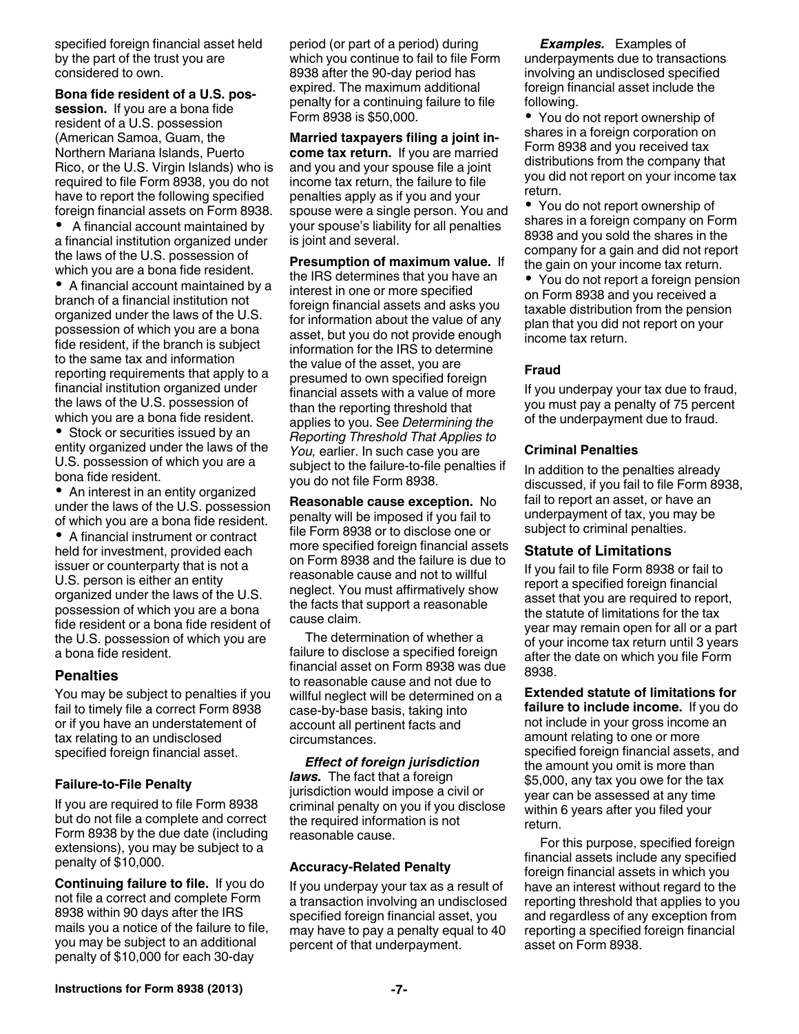specified foreign financial asset held by the part of the trust you are considered to own.

**Bona fide resident of a U.S. possession.** If you are a bona fide resident of a U.S. possession (American Samoa, Guam, the Northern Mariana Islands, Puerto Rico, or the U.S. Virgin Islands) who is required to file Form 8938, you do not have to report the following specified foreign financial assets on Form 8938.

- A financial account maintained by a financial institution organized under the laws of the U.S. possession of which you are a bona fide resident.
- A financial account maintained by a branch of a financial institution not organized under the laws of the U.S. possession of which you are a bona fide resident, if the branch is subject to the same tax and information reporting requirements that apply to a financial institution organized under the laws of the U.S. possession of which you are a bona fide resident.
- Stock or securities issued by an entity organized under the laws of the U.S. possession of which you are a bona fide resident.
- An interest in an entity organized under the laws of the U.S. possession of which you are a bona fide resident.
- A financial instrument or contract held for investment, provided each issuer or counterparty that is not a U.S. person is either an entity organized under the laws of the U.S. possession of which you are a bona fide resident or a bona fide resident of the U.S. possession of which you are a bona fide resident.

## Penalties

You may be subject to penalties if you fail to timely file a correct Form 8938 or if you have an understatement of tax relating to an undisclosed specified foreign financial asset.

### Failure-to-File Penalty

If you are required to file Form 8938 but do not file a complete and correct Form 8938 by the due date (including extensions), you may be subject to a penalty of $10,000.

**Continuing failure to file.** If you do not file a correct and complete Form 8938 within 90 days after the IRS mails you a notice of the failure to file, you may be subject to an additional penalty of $10,000 for each 30-day period (or part of a period) during which you continue to fail to file Form 8938 after the 90-day period has expired. The maximum additional penalty for a continuing failure to file Form 8938 is $50,000.

**Married taxpayers filing a joint income tax return.** If you are married and you and your spouse file a joint income tax return, the failure to file penalties apply as if you and your spouse were a single person. You and your spouse's liability for all penalties is joint and several.

**Presumption of maximum value.** If the IRS determines that you have an interest in one or more specified foreign financial assets and asks you for information about the value of any asset, but you do not provide enough information for the IRS to determine the value of the asset, you are presumed to own specified foreign financial assets with a value of more than the reporting threshold that applies to you. See *Determining the Reporting Threshold That Applies to You,* earlier. In such case you are subject to the failure-to-file penalties if you do not file Form 8938.

**Reasonable cause exception.** No penalty will be imposed if you fail to file Form 8938 or to disclose one or more specified foreign financial assets on Form 8938 and the failure is due to reasonable cause and not to willful neglect. You must affirmatively show the facts that support a reasonable cause claim.

The determination of whether a failure to disclose a specified foreign financial asset on Form 8938 was due to reasonable cause and not due to willful neglect will be determined on a case-by-base basis, taking into account all pertinent facts and circumstances.

***Effect of foreign jurisdiction laws.*** The fact that a foreign jurisdiction would impose a civil or criminal penalty on you if you disclose the required information is not reasonable cause.

### Accuracy-Related Penalty

If you underpay your tax as a result of a transaction involving an undisclosed specified foreign financial asset, you may have to pay a penalty equal to 40 percent of that underpayment.

***Examples.*** Examples of underpayments due to transactions involving an undisclosed specified foreign financial asset include the following.

- You do not report ownership of shares in a foreign corporation on Form 8938 and you received tax distributions from the company that you did not report on your income tax return.
- You do not report ownership of shares in a foreign company on Form 8938 and you sold the shares in the company for a gain and did not report the gain on your income tax return.
- You do not report a foreign pension on Form 8938 and you received a taxable distribution from the pension plan that you did not report on your income tax return.

### Fraud

If you underpay your tax due to fraud, you must pay a penalty of 75 percent of the underpayment due to fraud.

### Criminal Penalties

In addition to the penalties already discussed, if you fail to file Form 8938, fail to report an asset, or have an underpayment of tax, you may be subject to criminal penalties.

## Statute of Limitations

If you fail to file Form 8938 or fail to report a specified foreign financial asset that you are required to report, the statute of limitations for the tax year may remain open for all or a part of your income tax return until 3 years after the date on which you file Form 8938.

**Extended statute of limitations for failure to include income.** If you do not include in your gross income an amount relating to one or more specified foreign financial assets, and the amount you omit is more than $5,000, any tax you owe for the tax year can be assessed at any time within 6 years after you filed your return.

For this purpose, specified foreign financial assets include any specified foreign financial assets in which you have an interest without regard to the reporting threshold that applies to you and regardless of any exception from reporting a specified foreign financial asset on Form 8938.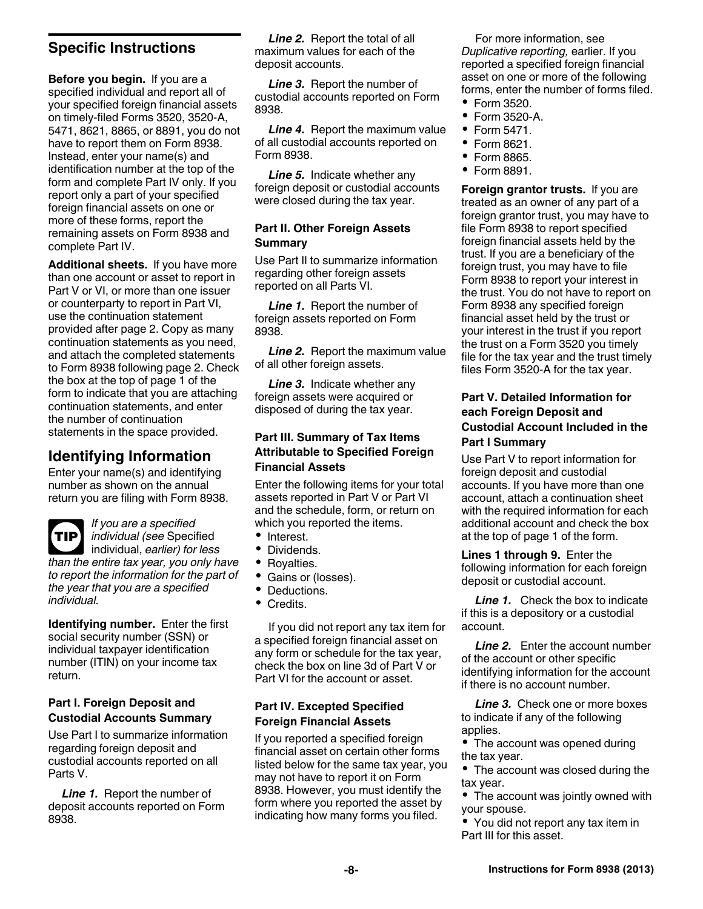## Specific Instructions

**Before you begin.** If you are a specified individual and report all of your specified foreign financial assets on timely-filed Forms 3520, 3520-A, 5471, 8621, 8865, or 8891, you do not have to report them on Form 8938. Instead, enter your name(s) and identification number at the top of the form and complete Part IV only. If you report only a part of your specified foreign financial assets on one or more of these forms, report the remaining assets on Form 8938 and complete Part IV.

**Additional sheets.** If you have more than one account or asset to report in Part V or VI, or more than one issuer or counterparty to report in Part VI, use the continuation statement provided after page 2. Copy as many continuation statements as you need, and attach the completed statements to Form 8938 following page 2. Check the box at the top of page 1 of the form to indicate that you are attaching continuation statements, and enter the number of continuation statements in the space provided.

## Identifying Information

Enter your name(s) and identifying number as shown on the annual return you are filing with Form 8938.

**TIP** *If you are a specified individual (see* Specified individual, *earlier) for less than the entire tax year, you only have to report the information for the part of the year that you are a specified individual.*

**Identifying number.** Enter the first social security number (SSN) or individual taxpayer identification number (ITIN) on your income tax return.

### Part I. Foreign Deposit and Custodial Accounts Summary

Use Part I to summarize information regarding foreign deposit and custodial accounts reported on all Parts V.

***Line 1.*** Report the number of deposit accounts reported on Form 8938.

***Line 2.*** Report the total of all maximum values for each of the deposit accounts.

***Line 3.*** Report the number of custodial accounts reported on Form 8938.

***Line 4.*** Report the maximum value of all custodial accounts reported on Form 8938.

***Line 5.*** Indicate whether any foreign deposit or custodial accounts were closed during the tax year.

### Part II. Other Foreign Assets Summary

Use Part II to summarize information regarding other foreign assets reported on all Parts VI.

***Line 1.*** Report the number of foreign assets reported on Form 8938.

***Line 2.*** Report the maximum value of all other foreign assets.

***Line 3.*** Indicate whether any foreign assets were acquired or disposed of during the tax year.

### Part III. Summary of Tax Items Attributable to Specified Foreign Financial Assets

Enter the following items for your total assets reported in Part V or Part VI and the schedule, form, or return on which you reported the items.

- Interest.
- Dividends.
- Royalties.
- Gains or (losses).
- Deductions.
- Credits.

If you did not report any tax item for a specified foreign financial asset on any form or schedule for the tax year, check the box on line 3d of Part V or Part VI for the account or asset.

### Part IV. Excepted Specified Foreign Financial Assets

If you reported a specified foreign financial asset on certain other forms listed below for the same tax year, you may not have to report it on Form 8938. However, you must identify the form where you reported the asset by indicating how many forms you filed.

For more information, see *Duplicative reporting,* earlier. If you reported a specified foreign financial asset on one or more of the following forms, enter the number of forms filed.

- Form 3520.
- Form 3520-A.
- Form 5471.
- Form 8621.
- Form 8865.
- Form 8891.

**Foreign grantor trusts.** If you are treated as an owner of any part of a foreign grantor trust, you may have to file Form 8938 to report specified foreign financial assets held by the trust. If you are a beneficiary of the foreign trust, you may have to file Form 8938 to report your interest in the trust. You do not have to report on Form 8938 any specified foreign financial asset held by the trust or your interest in the trust if you report the trust on a Form 3520 you timely file for the tax year and the trust timely files Form 3520-A for the tax year.

### Part V. Detailed Information for each Foreign Deposit and Custodial Account Included in the Part I Summary

Use Part V to report information for foreign deposit and custodial accounts. If you have more than one account, attach a continuation sheet with the required information for each additional account and check the box at the top of page 1 of the form.

**Lines 1 through 9.** Enter the following information for each foreign deposit or custodial account.

***Line 1.*** Check the box to indicate if this is a depository or a custodial account.

***Line 2.*** Enter the account number of the account or other specific identifying information for the account if there is no account number.

***Line 3.*** Check one or more boxes to indicate if any of the following applies.

- The account was opened during the tax year.
- The account was closed during the tax year.
- The account was jointly owned with your spouse.
- You did not report any tax item in Part III for this asset.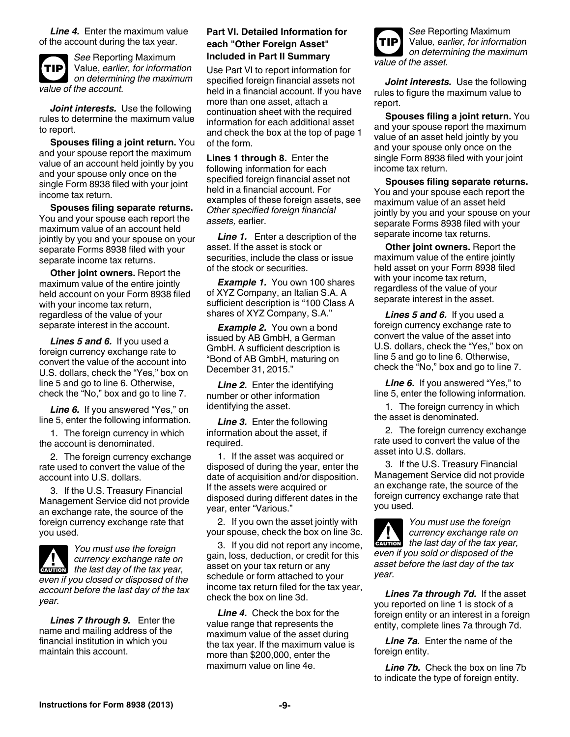***Line 4.*** Enter the maximum value of the account during the tax year.

**TIP** *See* Reporting Maximum Value*, earlier, for information on determining the maximum value of the account.*

***Joint interests.*** Use the following rules to determine the maximum value to report.

**Spouses filing a joint return.** You and your spouse report the maximum value of an account held jointly by you and your spouse only once on the single Form 8938 filed with your joint income tax return.

**Spouses filing separate returns.** You and your spouse each report the maximum value of an account held jointly by you and your spouse on your separate Forms 8938 filed with your separate income tax returns.

**Other joint owners.** Report the maximum value of the entire jointly held account on your Form 8938 filed with your income tax return, regardless of the value of your separate interest in the account.

***Lines 5 and 6.*** If you used a foreign currency exchange rate to convert the value of the account into U.S. dollars, check the "Yes," box on line 5 and go to line 6. Otherwise, check the "No," box and go to line 7.

***Line 6.*** If you answered "Yes," on line 5, enter the following information.

1. The foreign currency in which the account is denominated.
2. The foreign currency exchange rate used to convert the value of the account into U.S. dollars.
3. If the U.S. Treasury Financial Management Service did not provide an exchange rate, the source of the foreign currency exchange rate that you used.

**CAUTION** *You must use the foreign currency exchange rate on the last day of the tax year, even if you closed or disposed of the account before the last day of the tax year.*

***Lines 7 through 9.*** Enter the name and mailing address of the financial institution in which you maintain this account.

### Part VI. Detailed Information for each "Other Foreign Asset" Included in Part II Summary

Use Part VI to report information for specified foreign financial assets not held in a financial account. If you have more than one asset, attach a continuation sheet with the required information for each additional asset and check the box at the top of page 1 of the form.

**Lines 1 through 8.** Enter the following information for each specified foreign financial asset not held in a financial account. For examples of these foreign assets, see *Other specified foreign financial assets,* earlier.

***Line 1.*** Enter a description of the asset. If the asset is stock or securities, include the class or issue of the stock or securities.

***Example 1.*** You own 100 shares of XYZ Company, an Italian S.A. A sufficient description is "100 Class A shares of XYZ Company, S.A."

***Example 2.*** You own a bond issued by AB GmbH, a German GmbH. A sufficient description is "Bond of AB GmbH, maturing on December 31, 2015."

***Line 2.*** Enter the identifying number or other information identifying the asset.

***Line 3.*** Enter the following information about the asset, if required.

1. If the asset was acquired or disposed of during the year, enter the date of acquisition and/or disposition. If the assets were acquired or disposed during different dates in the year, enter "Various."
2. If you own the asset jointly with your spouse, check the box on line 3c.
3. If you did not report any income, gain, loss, deduction, or credit for this asset on your tax return or any schedule or form attached to your income tax return filed for the tax year, check the box on line 3d.

***Line 4.*** Check the box for the value range that represents the maximum value of the asset during the tax year. If the maximum value is more than $200,000, enter the maximum value on line 4e.

**TIP** *See* Reporting Maximum Value*, earlier, for information on determining the maximum value of the asset.*

***Joint interests.*** Use the following rules to figure the maximum value to report.

**Spouses filing a joint return.** You and your spouse report the maximum value of an asset held jointly by you and your spouse only once on the single Form 8938 filed with your joint income tax return.

**Spouses filing separate returns.** You and your spouse each report the maximum value of an asset held jointly by you and your spouse on your separate Forms 8938 filed with your separate income tax returns.

**Other joint owners.** Report the maximum value of the entire jointly held asset on your Form 8938 filed with your income tax return, regardless of the value of your separate interest in the asset.

***Lines 5 and 6.*** If you used a foreign currency exchange rate to convert the value of the asset into U.S. dollars, check the "Yes," box on line 5 and go to line 6. Otherwise, check the "No," box and go to line 7.

***Line 6.*** If you answered "Yes," to line 5, enter the following information.

1. The foreign currency in which the asset is denominated.
2. The foreign currency exchange rate used to convert the value of the asset into U.S. dollars.
3. If the U.S. Treasury Financial Management Service did not provide an exchange rate, the source of the foreign currency exchange rate that you used.

**CAUTION** *You must use the foreign currency exchange rate on the last day of the tax year, even if you sold or disposed of the asset before the last day of the tax year.*

***Lines 7a through 7d.*** If the asset you reported on line 1 is stock of a foreign entity or an interest in a foreign entity, complete lines 7a through 7d.

***Line 7a.*** Enter the name of the foreign entity.

***Line 7b.*** Check the box on line 7b to indicate the type of foreign entity.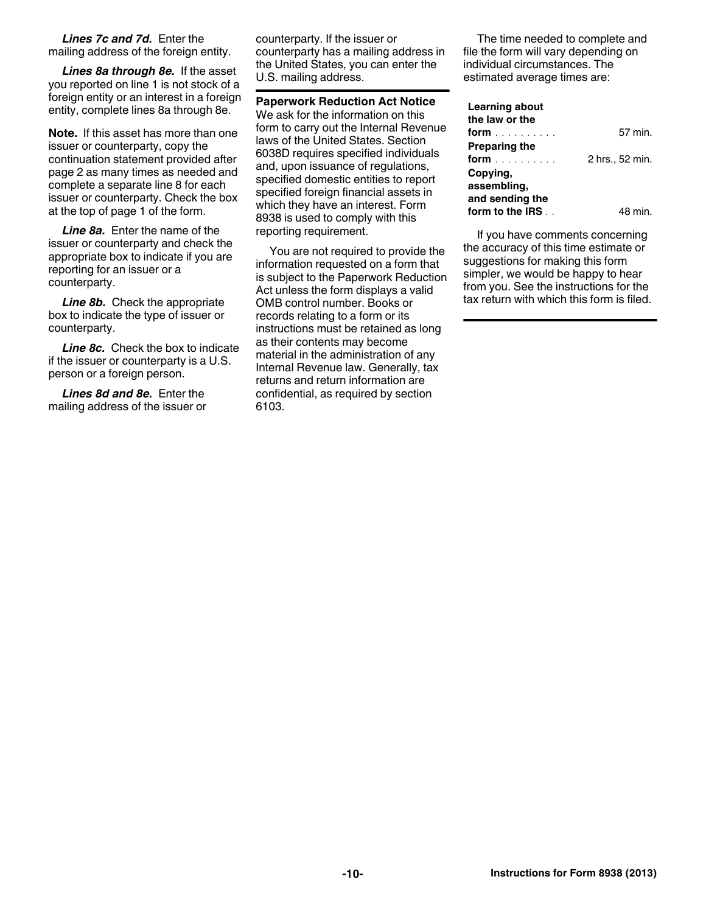***Lines 7c and 7d.*** Enter the mailing address of the foreign entity.

***Lines 8a through 8e.*** If the asset you reported on line 1 is not stock of a foreign entity or an interest in a foreign entity, complete lines 8a through 8e.

**Note.** If this asset has more than one issuer or counterparty, copy the continuation statement provided after page 2 as many times as needed and complete a separate line 8 for each issuer or counterparty. Check the box at the top of page 1 of the form.

***Line 8a.*** Enter the name of the issuer or counterparty and check the appropriate box to indicate if you are reporting for an issuer or a counterparty.

***Line 8b.*** Check the appropriate box to indicate the type of issuer or counterparty.

***Line 8c.*** Check the box to indicate if the issuer or counterparty is a U.S. person or a foreign person.

***Lines 8d and 8e.*** Enter the mailing address of the issuer or counterparty. If the issuer or counterparty has a mailing address in the United States, you can enter the U.S. mailing address.

**Paperwork Reduction Act Notice**
We ask for the information on this form to carry out the Internal Revenue laws of the United States. Section 6038D requires specified individuals and, upon issuance of regulations, specified domestic entities to report specified foreign financial assets in which they have an interest. Form 8938 is used to comply with this reporting requirement.

You are not required to provide the information requested on a form that is subject to the Paperwork Reduction Act unless the form displays a valid OMB control number. Books or records relating to a form or its instructions must be retained as long as their contents may become material in the administration of any Internal Revenue law. Generally, tax returns and return information are confidential, as required by section 6103.

The time needed to complete and file the form will vary depending on individual circumstances. The estimated average times are:

| | |
|---|---|
| **Learning about the law or the form** | 57 min. |
| **Preparing the form** | 2 hrs., 52 min. |
| **Copying, assembling, and sending the form to the IRS** | 48 min. |

If you have comments concerning the accuracy of this time estimate or suggestions for making this form simpler, we would be happy to hear from you. See the instructions for the tax return with which this form is filed.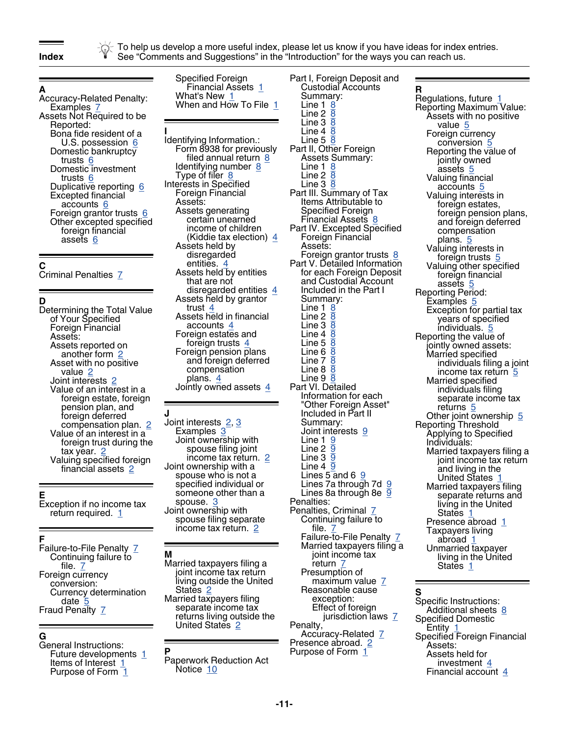## Index

To help us develop a more useful index, please let us know if you have ideas for index entries. See "Comments and Suggestions" in the "Introduction" for the ways you can reach us.

### A

Accuracy-Related Penalty:
- Examples 7

Assets Not Required to be Reported:
- Bona fide resident of a U.S. possession 6
- Domestic bankruptcy trusts 6
- Domestic investment trusts 6
- Duplicative reporting 6
- Excepted financial accounts 6
- Foreign grantor trusts 6
- Other excepted specified foreign financial assets 6

### C

Criminal Penalties 7

### D

Determining the Total Value of Your Specified Foreign Financial Assets:
- Assets reported on another form 2
- Asset with no positive value 2
- Joint interests 2
- Value of an interest in a foreign estate, foreign pension plan, and foreign deferred compensation plan. 2
- Value of an interest in a foreign trust during the tax year. 2
- Valuing specified foreign financial assets 2

### E

Exception if no income tax return required. 1

### F

Failure-to-File Penalty 7
- Continuing failure to file. 7

Foreign currency conversion:
- Currency determination date 5

Fraud Penalty 7

### G

General Instructions:
- Future developments 1
- Items of Interest 1
- Purpose of Form 1
- Specified Foreign Financial Assets 1
- What's New 1
- When and How To File 1

### I

Identifying Information.:
- Form 8938 for previously filed annual return 8
- Identifying number 8
- Type of filer 8

Interests in Specified Foreign Financial Assets:
- Assets generating certain unearned income of children (Kiddie tax election) 4
- Assets held by disregarded entities. 4
- Assets held by entities that are not disregarded entities 4
- Assets held by grantor trust 4
- Assets held in financial accounts 4
- Foreign estates and foreign trusts 4
- Foreign pension plans and foreign deferred compensation plans. 4
- Jointly owned assets 4

### J

Joint interests 2, 3
- Examples 3
- Joint ownership with spouse filing joint income tax return. 2

Joint ownership with a spouse who is not a specified individual or someone other than a spouse. 3

Joint ownership with spouse filing separate income tax return. 2

### M

Married taxpayers filing a joint income tax return living outside the United States 2

Married taxpayers filing separate income tax returns living outside the United States 2

### P

Paperwork Reduction Act Notice 10

Part I, Foreign Deposit and Custodial Accounts Summary:
- Line 1 8
- Line 2 8
- Line 3 8
- Line 4 8
- Line 5 8

Part II, Other Foreign Assets Summary:
- Line 1 8
- Line 2 8
- Line 3 8

Part III. Summary of Tax Items Attributable to Specified Foreign Financial Assets 8

Part IV. Excepted Specified Foreign Financial Assets:
- Foreign grantor trusts 8

Part V. Detailed Information for each Foreign Deposit and Custodial Account Included in the Part I Summary:
- Line 1 8
- Line 2 8
- Line 3 8
- Line 4 8
- Line 5 8
- Line 6 8
- Line 7 8
- Line 8 8
- Line 9 8

Part VI. Detailed Information for each "Other Foreign Asset" Included in Part II Summary:
- Joint interests 9
- Line 1 9
- Line 2 9
- Line 3 9
- Line 4 9
- Lines 5 and 6 9
- Lines 7a through 7d 9
- Lines 8a through 8e 9

Penalties:

Penalties, Criminal 7
- Continuing failure to file. 7
- Failure-to-File Penalty 7
- Married taxpayers filing a joint income tax return 7
- Presumption of maximum value 7
- Reasonable cause exception:
  - Effect of foreign jurisdiction laws 7

Penalty, Accuracy-Related 7

Presence abroad. 2

Purpose of Form 1

### R

Regulations, future 1

Reporting Maximum Value:
- Assets with no positive value 5
- Foreign currency conversion 5
- Reporting the value of jointly owned assets 5
- Valuing financial accounts 5
- Valuing interests in foreign estates, foreign pension plans, and foreign deferred compensation plans. 5
- Valuing interests in foreign trusts 5
- Valuing other specified foreign financial assets 5

Reporting Period:
- Examples 5
- Exception for partial tax years of specified individuals. 5

Reporting the value of jointly owned assets:
- Married specified individuals filing a joint income tax return 5
- Married specified individuals filing separate income tax returns 5
- Other joint ownership 5

Reporting Threshold Applying to Specified Individuals:
- Married taxpayers filing a joint income tax return and living in the United States 1
- Married taxpayers filing separate returns and living in the United States 1
- Presence abroad 1
- Taxpayers living abroad 1
- Unmarried taxpayer living in the United States 1

### S

Specific Instructions:
- Additional sheets 8

Specified Domestic Entity 1

Specified Foreign Financial Assets:
- Assets held for investment 4
- Financial account 4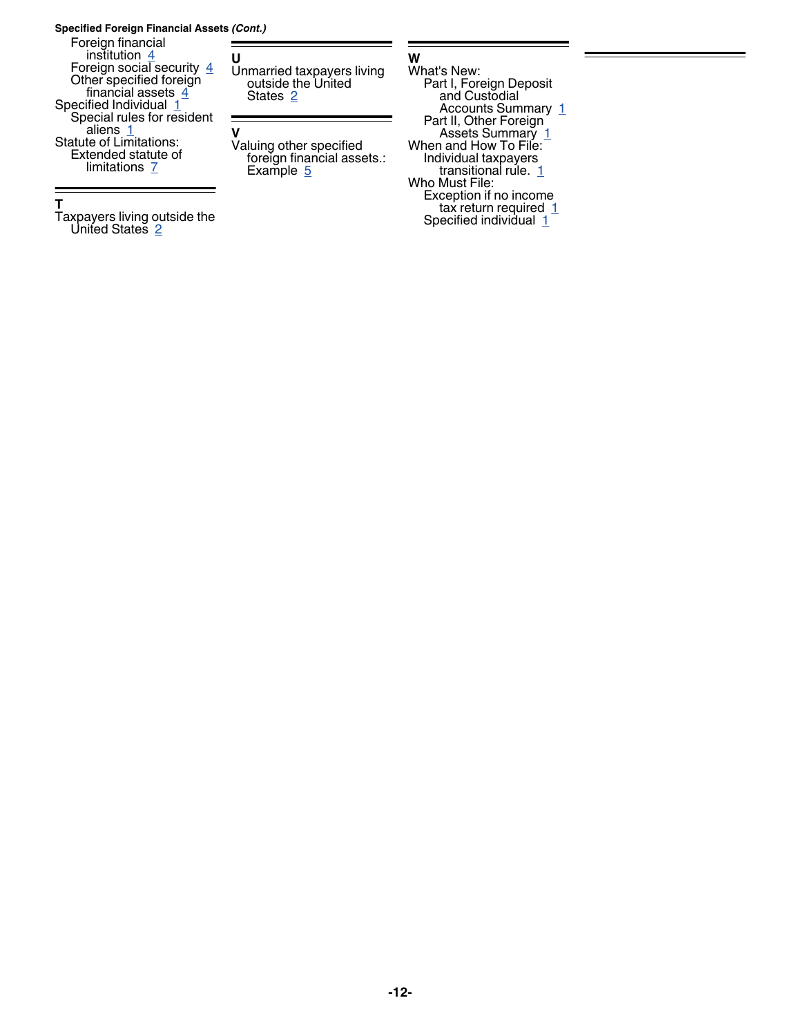**Specified Foreign Financial Assets *(Cont.)***

- Foreign financial institution 4
- Foreign social security 4
- Other specified foreign financial assets 4

Specified Individual 1
- Special rules for resident aliens 1

Statute of Limitations:
- Extended statute of limitations 7

**T**

Taxpayers living outside the United States 2

**U**

Unmarried taxpayers living outside the United States 2

**V**

Valuing other specified foreign financial assets.:
- Example 5

**W**

What's New:
- Part I, Foreign Deposit and Custodial Accounts Summary 1
- Part II, Other Foreign Assets Summary 1

When and How To File:
- Individual taxpayers transitional rule. 1

Who Must File:
- Exception if no income tax return required 1
- Specified individual 1